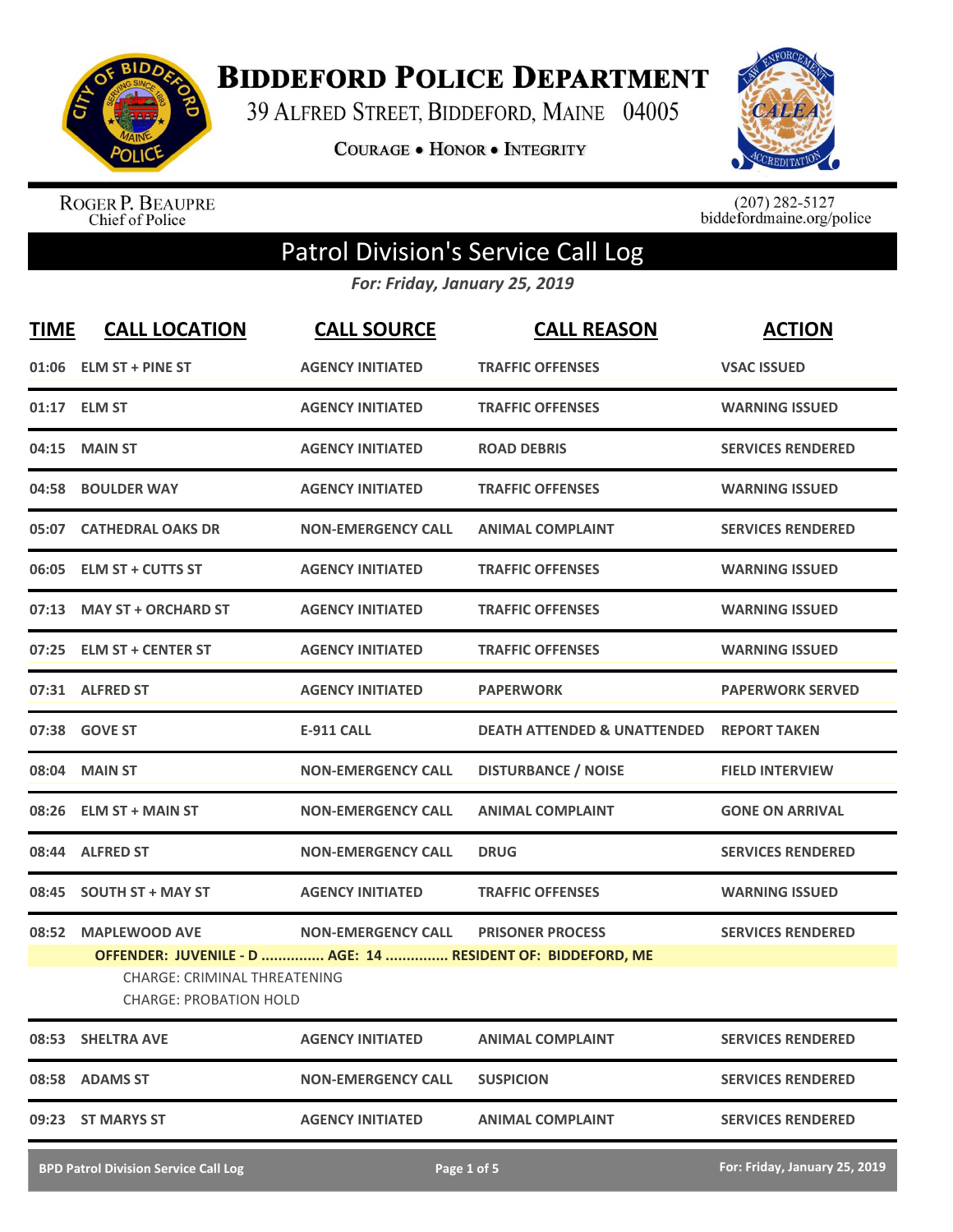# BIDDEFORD POLICE DEPARTMENT

39 ALFRED STREET, BIDDEFORD, MAINE 04005

COURAGE • HONOR • INTEGRITY

ROGER P. BEAUPRE
Chief of Police

(207) 282-5127
biddefordmaine.org/police

## Patrol Division's Service Call Log

*For: Friday, January 25, 2019*

| TIME | CALL LOCATION | CALL SOURCE | CALL REASON | ACTION |
|---|---|---|---|---|
| 01:06 | ELM ST + PINE ST | AGENCY INITIATED | TRAFFIC OFFENSES | VSAC ISSUED |
| 01:17 | ELM ST | AGENCY INITIATED | TRAFFIC OFFENSES | WARNING ISSUED |
| 04:15 | MAIN ST | AGENCY INITIATED | ROAD DEBRIS | SERVICES RENDERED |
| 04:58 | BOULDER WAY | AGENCY INITIATED | TRAFFIC OFFENSES | WARNING ISSUED |
| 05:07 | CATHEDRAL OAKS DR | NON-EMERGENCY CALL | ANIMAL COMPLAINT | SERVICES RENDERED |
| 06:05 | ELM ST + CUTTS ST | AGENCY INITIATED | TRAFFIC OFFENSES | WARNING ISSUED |
| 07:13 | MAY ST + ORCHARD ST | AGENCY INITIATED | TRAFFIC OFFENSES | WARNING ISSUED |
| 07:25 | ELM ST + CENTER ST | AGENCY INITIATED | TRAFFIC OFFENSES | WARNING ISSUED |
| 07:31 | ALFRED ST | AGENCY INITIATED | PAPERWORK | PAPERWORK SERVED |
| 07:38 | GOVE ST | E-911 CALL | DEATH ATTENDED & UNATTENDED | REPORT TAKEN |
| 08:04 | MAIN ST | NON-EMERGENCY CALL | DISTURBANCE / NOISE | FIELD INTERVIEW |
| 08:26 | ELM ST + MAIN ST | NON-EMERGENCY CALL | ANIMAL COMPLAINT | GONE ON ARRIVAL |
| 08:44 | ALFRED ST | NON-EMERGENCY CALL | DRUG | SERVICES RENDERED |
| 08:45 | SOUTH ST + MAY ST | AGENCY INITIATED | TRAFFIC OFFENSES | WARNING ISSUED |
| 08:52 | MAPLEWOOD AVE | NON-EMERGENCY CALL | PRISONER PROCESS | SERVICES RENDERED |
| | OFFENDER: JUVENILE - D ............... AGE: 14 ............... RESIDENT OF: BIDDEFORD, ME<br>CHARGE: CRIMINAL THREATENING<br>CHARGE: PROBATION HOLD | | | |
| 08:53 | SHELTRA AVE | AGENCY INITIATED | ANIMAL COMPLAINT | SERVICES RENDERED |
| 08:58 | ADAMS ST | NON-EMERGENCY CALL | SUSPICION | SERVICES RENDERED |
| 09:23 | ST MARYS ST | AGENCY INITIATED | ANIMAL COMPLAINT | SERVICES RENDERED |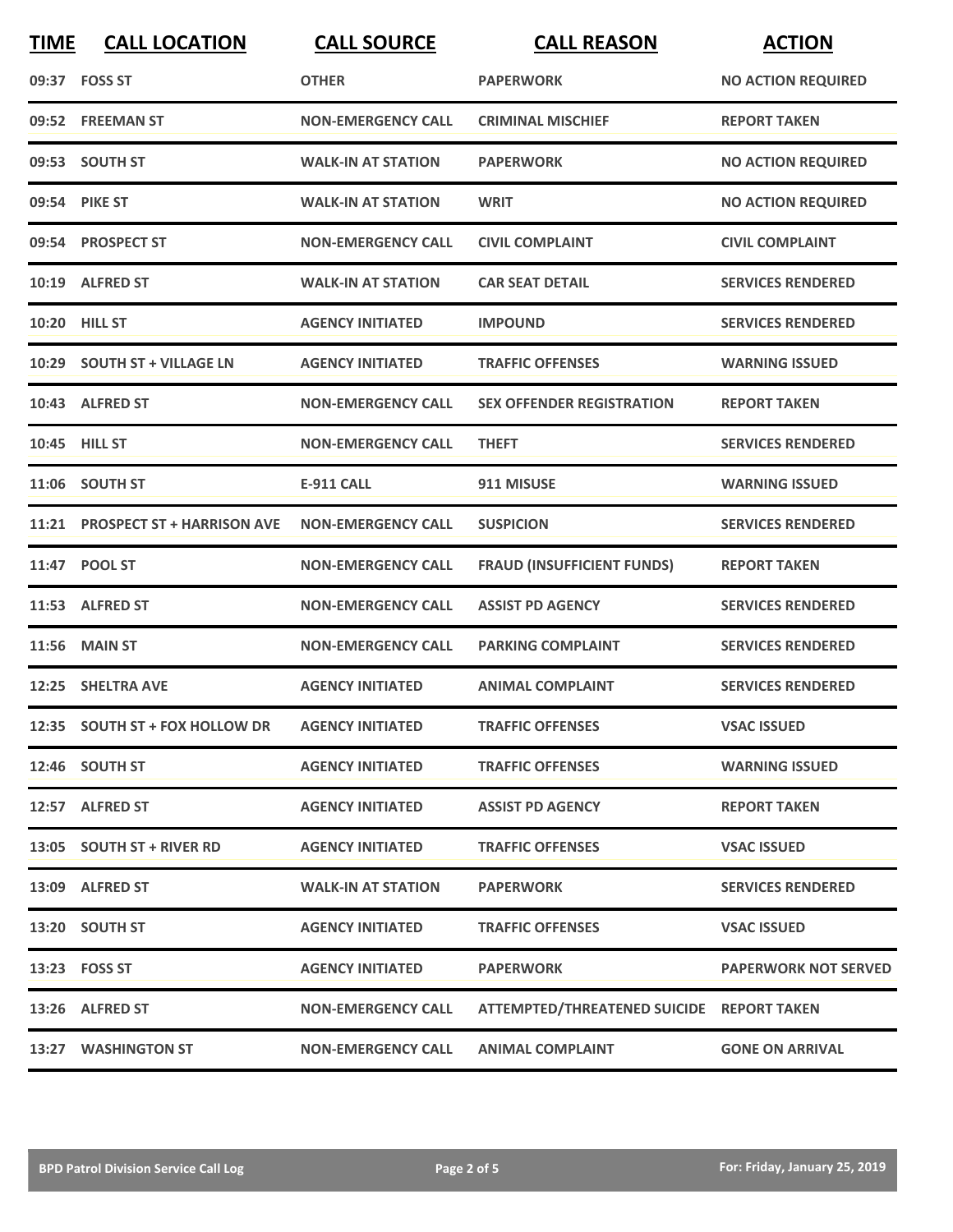| TIME | CALL LOCATION | CALL SOURCE | CALL REASON | ACTION |
|---|---|---|---|---|
| 09:37 | FOSS ST | OTHER | PAPERWORK | NO ACTION REQUIRED |
| 09:52 | FREEMAN ST | NON-EMERGENCY CALL | CRIMINAL MISCHIEF | REPORT TAKEN |
| 09:53 | SOUTH ST | WALK-IN AT STATION | PAPERWORK | NO ACTION REQUIRED |
| 09:54 | PIKE ST | WALK-IN AT STATION | WRIT | NO ACTION REQUIRED |
| 09:54 | PROSPECT ST | NON-EMERGENCY CALL | CIVIL COMPLAINT | CIVIL COMPLAINT |
| 10:19 | ALFRED ST | WALK-IN AT STATION | CAR SEAT DETAIL | SERVICES RENDERED |
| 10:20 | HILL ST | AGENCY INITIATED | IMPOUND | SERVICES RENDERED |
| 10:29 | SOUTH ST + VILLAGE LN | AGENCY INITIATED | TRAFFIC OFFENSES | WARNING ISSUED |
| 10:43 | ALFRED ST | NON-EMERGENCY CALL | SEX OFFENDER REGISTRATION | REPORT TAKEN |
| 10:45 | HILL ST | NON-EMERGENCY CALL | THEFT | SERVICES RENDERED |
| 11:06 | SOUTH ST | E-911 CALL | 911 MISUSE | WARNING ISSUED |
| 11:21 | PROSPECT ST + HARRISON AVE | NON-EMERGENCY CALL | SUSPICION | SERVICES RENDERED |
| 11:47 | POOL ST | NON-EMERGENCY CALL | FRAUD (INSUFFICIENT FUNDS) | REPORT TAKEN |
| 11:53 | ALFRED ST | NON-EMERGENCY CALL | ASSIST PD AGENCY | SERVICES RENDERED |
| 11:56 | MAIN ST | NON-EMERGENCY CALL | PARKING COMPLAINT | SERVICES RENDERED |
| 12:25 | SHELTRA AVE | AGENCY INITIATED | ANIMAL COMPLAINT | SERVICES RENDERED |
| 12:35 | SOUTH ST + FOX HOLLOW DR | AGENCY INITIATED | TRAFFIC OFFENSES | VSAC ISSUED |
| 12:46 | SOUTH ST | AGENCY INITIATED | TRAFFIC OFFENSES | WARNING ISSUED |
| 12:57 | ALFRED ST | AGENCY INITIATED | ASSIST PD AGENCY | REPORT TAKEN |
| 13:05 | SOUTH ST + RIVER RD | AGENCY INITIATED | TRAFFIC OFFENSES | VSAC ISSUED |
| 13:09 | ALFRED ST | WALK-IN AT STATION | PAPERWORK | SERVICES RENDERED |
| 13:20 | SOUTH ST | AGENCY INITIATED | TRAFFIC OFFENSES | VSAC ISSUED |
| 13:23 | FOSS ST | AGENCY INITIATED | PAPERWORK | PAPERWORK NOT SERVED |
| 13:26 | ALFRED ST | NON-EMERGENCY CALL | ATTEMPTED/THREATENED SUICIDE | REPORT TAKEN |
| 13:27 | WASHINGTON ST | NON-EMERGENCY CALL | ANIMAL COMPLAINT | GONE ON ARRIVAL |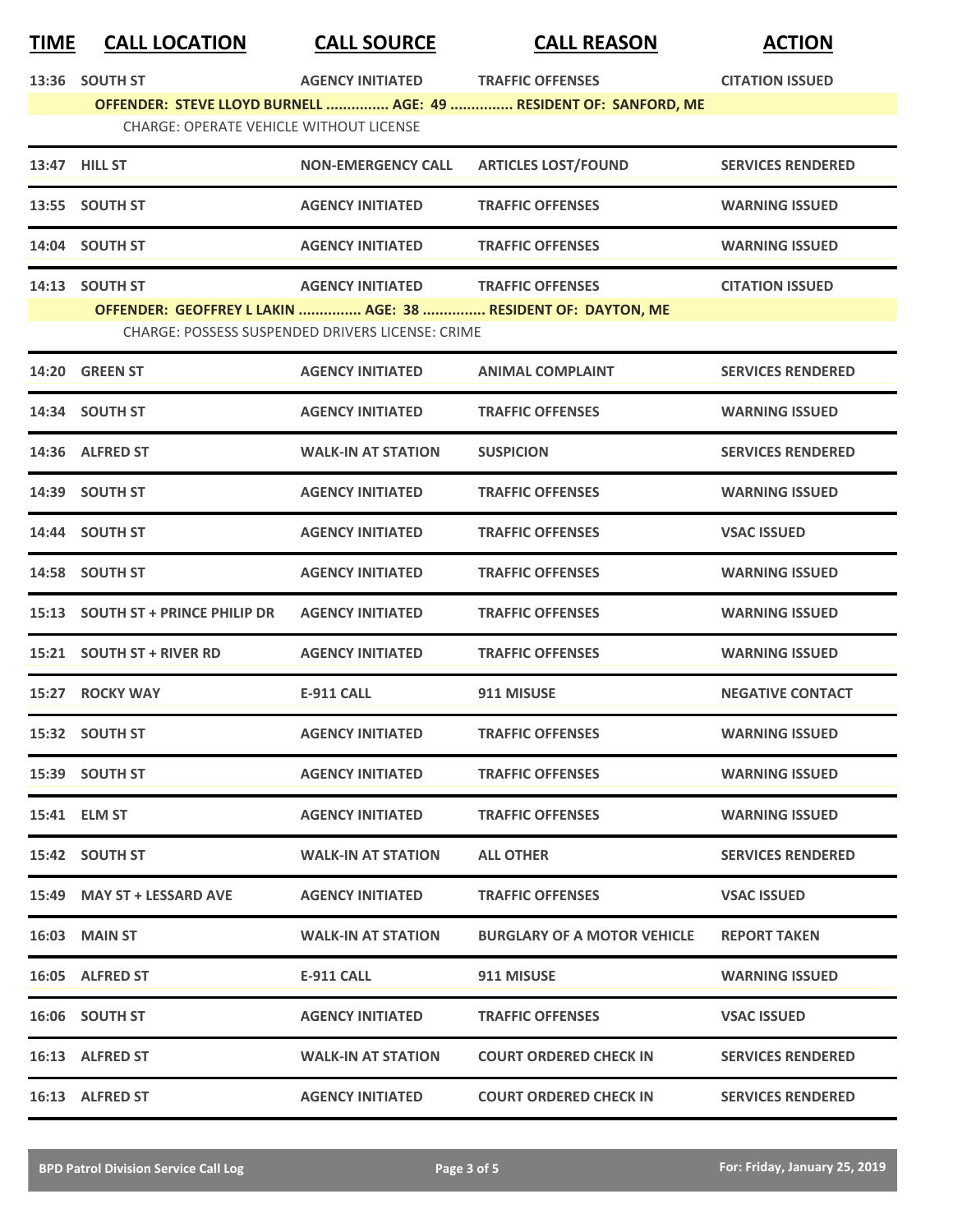| TIME | CALL LOCATION | CALL SOURCE | CALL REASON | ACTION |
|---|---|---|---|---|
| 13:36 | SOUTH ST | AGENCY INITIATED | TRAFFIC OFFENSES | CITATION ISSUED |
| | **OFFENDER: STEVE LLOYD BURNELL ............... AGE: 49 ............... RESIDENT OF: SANFORD, ME** | | | |
| | CHARGE: OPERATE VEHICLE WITHOUT LICENSE | | | |
| 13:47 | HILL ST | NON-EMERGENCY CALL | ARTICLES LOST/FOUND | SERVICES RENDERED |
| 13:55 | SOUTH ST | AGENCY INITIATED | TRAFFIC OFFENSES | WARNING ISSUED |
| 14:04 | SOUTH ST | AGENCY INITIATED | TRAFFIC OFFENSES | WARNING ISSUED |
| 14:13 | SOUTH ST | AGENCY INITIATED | TRAFFIC OFFENSES | CITATION ISSUED |
| | **OFFENDER: GEOFFREY L LAKIN ............... AGE: 38 ............... RESIDENT OF: DAYTON, ME** | | | |
| | CHARGE: POSSESS SUSPENDED DRIVERS LICENSE: CRIME | | | |
| 14:20 | GREEN ST | AGENCY INITIATED | ANIMAL COMPLAINT | SERVICES RENDERED |
| 14:34 | SOUTH ST | AGENCY INITIATED | TRAFFIC OFFENSES | WARNING ISSUED |
| 14:36 | ALFRED ST | WALK-IN AT STATION | SUSPICION | SERVICES RENDERED |
| 14:39 | SOUTH ST | AGENCY INITIATED | TRAFFIC OFFENSES | WARNING ISSUED |
| 14:44 | SOUTH ST | AGENCY INITIATED | TRAFFIC OFFENSES | VSAC ISSUED |
| 14:58 | SOUTH ST | AGENCY INITIATED | TRAFFIC OFFENSES | WARNING ISSUED |
| 15:13 | SOUTH ST + PRINCE PHILIP DR | AGENCY INITIATED | TRAFFIC OFFENSES | WARNING ISSUED |
| 15:21 | SOUTH ST + RIVER RD | AGENCY INITIATED | TRAFFIC OFFENSES | WARNING ISSUED |
| 15:27 | ROCKY WAY | E-911 CALL | 911 MISUSE | NEGATIVE CONTACT |
| 15:32 | SOUTH ST | AGENCY INITIATED | TRAFFIC OFFENSES | WARNING ISSUED |
| 15:39 | SOUTH ST | AGENCY INITIATED | TRAFFIC OFFENSES | WARNING ISSUED |
| 15:41 | ELM ST | AGENCY INITIATED | TRAFFIC OFFENSES | WARNING ISSUED |
| 15:42 | SOUTH ST | WALK-IN AT STATION | ALL OTHER | SERVICES RENDERED |
| 15:49 | MAY ST + LESSARD AVE | AGENCY INITIATED | TRAFFIC OFFENSES | VSAC ISSUED |
| 16:03 | MAIN ST | WALK-IN AT STATION | BURGLARY OF A MOTOR VEHICLE | REPORT TAKEN |
| 16:05 | ALFRED ST | E-911 CALL | 911 MISUSE | WARNING ISSUED |
| 16:06 | SOUTH ST | AGENCY INITIATED | TRAFFIC OFFENSES | VSAC ISSUED |
| 16:13 | ALFRED ST | WALK-IN AT STATION | COURT ORDERED CHECK IN | SERVICES RENDERED |
| 16:13 | ALFRED ST | AGENCY INITIATED | COURT ORDERED CHECK IN | SERVICES RENDERED |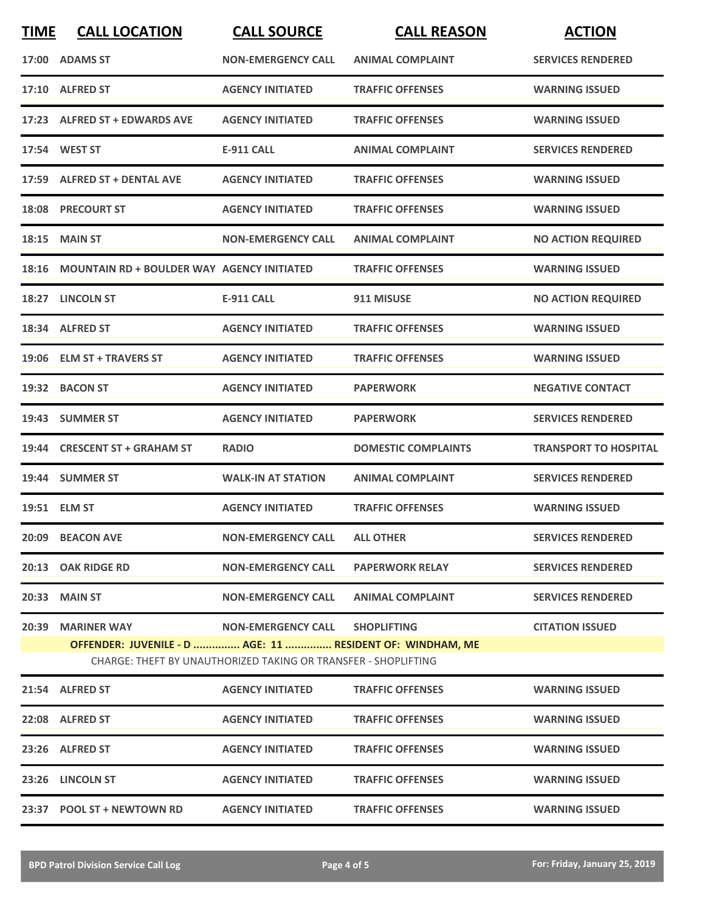| TIME | CALL LOCATION | CALL SOURCE | CALL REASON | ACTION |
|---|---|---|---|---|
| 17:00 | ADAMS ST | NON-EMERGENCY CALL | ANIMAL COMPLAINT | SERVICES RENDERED |
| 17:10 | ALFRED ST | AGENCY INITIATED | TRAFFIC OFFENSES | WARNING ISSUED |
| 17:23 | ALFRED ST + EDWARDS AVE | AGENCY INITIATED | TRAFFIC OFFENSES | WARNING ISSUED |
| 17:54 | WEST ST | E-911 CALL | ANIMAL COMPLAINT | SERVICES RENDERED |
| 17:59 | ALFRED ST + DENTAL AVE | AGENCY INITIATED | TRAFFIC OFFENSES | WARNING ISSUED |
| 18:08 | PRECOURT ST | AGENCY INITIATED | TRAFFIC OFFENSES | WARNING ISSUED |
| 18:15 | MAIN ST | NON-EMERGENCY CALL | ANIMAL COMPLAINT | NO ACTION REQUIRED |
| 18:16 | MOUNTAIN RD + BOULDER WAY | AGENCY INITIATED | TRAFFIC OFFENSES | WARNING ISSUED |
| 18:27 | LINCOLN ST | E-911 CALL | 911 MISUSE | NO ACTION REQUIRED |
| 18:34 | ALFRED ST | AGENCY INITIATED | TRAFFIC OFFENSES | WARNING ISSUED |
| 19:06 | ELM ST + TRAVERS ST | AGENCY INITIATED | TRAFFIC OFFENSES | WARNING ISSUED |
| 19:32 | BACON ST | AGENCY INITIATED | PAPERWORK | NEGATIVE CONTACT |
| 19:43 | SUMMER ST | AGENCY INITIATED | PAPERWORK | SERVICES RENDERED |
| 19:44 | CRESCENT ST + GRAHAM ST | RADIO | DOMESTIC COMPLAINTS | TRANSPORT TO HOSPITAL |
| 19:44 | SUMMER ST | WALK-IN AT STATION | ANIMAL COMPLAINT | SERVICES RENDERED |
| 19:51 | ELM ST | AGENCY INITIATED | TRAFFIC OFFENSES | WARNING ISSUED |
| 20:09 | BEACON AVE | NON-EMERGENCY CALL | ALL OTHER | SERVICES RENDERED |
| 20:13 | OAK RIDGE RD | NON-EMERGENCY CALL | PAPERWORK RELAY | SERVICES RENDERED |
| 20:33 | MAIN ST | NON-EMERGENCY CALL | ANIMAL COMPLAINT | SERVICES RENDERED |
| 20:39 | MARINER WAY | NON-EMERGENCY CALL | SHOPLIFTING | CITATION ISSUED |
| | OFFENDER: JUVENILE - D ............... AGE: 11 ............... RESIDENT OF: WINDHAM, ME | | | |
| | CHARGE: THEFT BY UNAUTHORIZED TAKING OR TRANSFER - SHOPLIFTING | | | |
| 21:54 | ALFRED ST | AGENCY INITIATED | TRAFFIC OFFENSES | WARNING ISSUED |
| 22:08 | ALFRED ST | AGENCY INITIATED | TRAFFIC OFFENSES | WARNING ISSUED |
| 23:26 | ALFRED ST | AGENCY INITIATED | TRAFFIC OFFENSES | WARNING ISSUED |
| 23:26 | LINCOLN ST | AGENCY INITIATED | TRAFFIC OFFENSES | WARNING ISSUED |
| 23:37 | POOL ST + NEWTOWN RD | AGENCY INITIATED | TRAFFIC OFFENSES | WARNING ISSUED |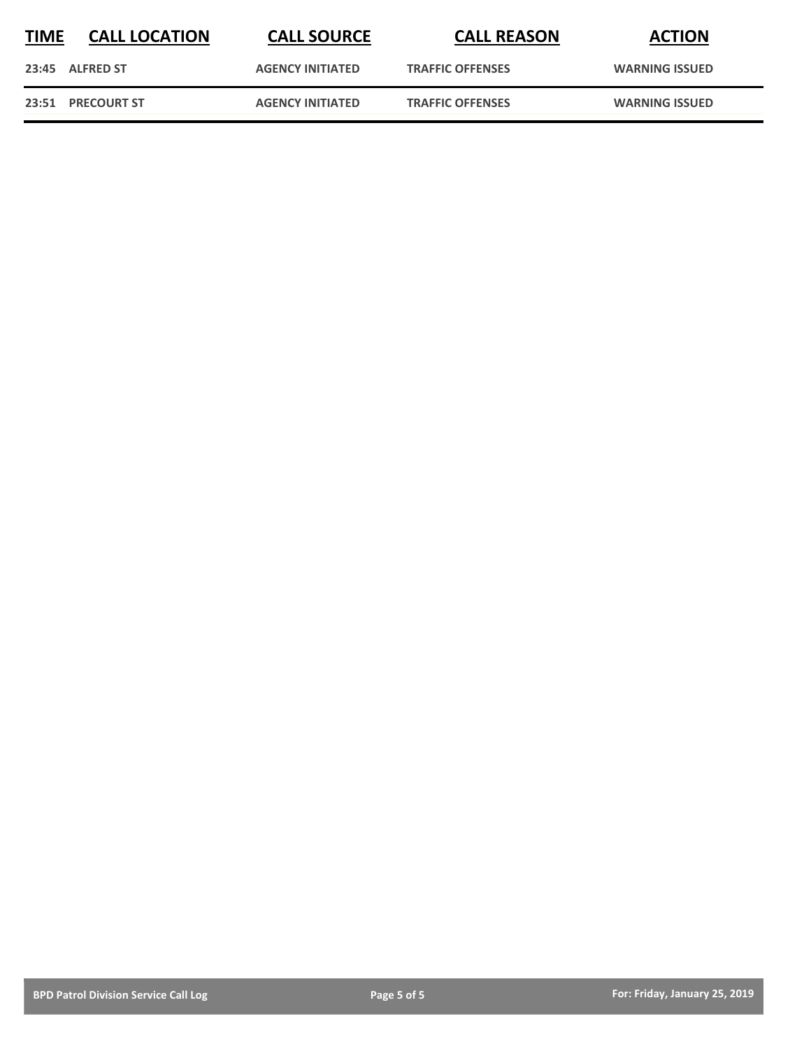| TIME | CALL LOCATION | CALL SOURCE | CALL REASON | ACTION |
|---|---|---|---|---|
| 23:45 | ALFRED ST | AGENCY INITIATED | TRAFFIC OFFENSES | WARNING ISSUED |
| 23:51 | PRECOURT ST | AGENCY INITIATED | TRAFFIC OFFENSES | WARNING ISSUED |